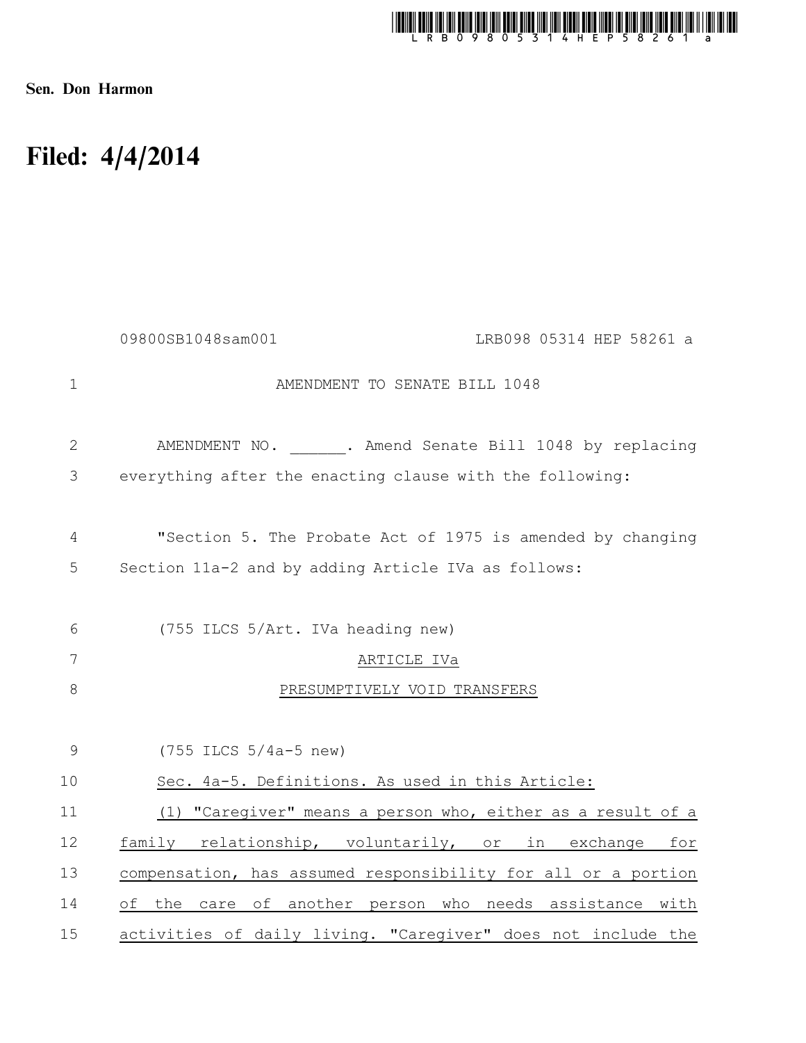Sen. Don Harmon

# Filed: 4/4/2014

09800SB1048sam001 LRB098 05314 HEP 58261 a

AMENDMENT TO SENATE BILL 1048

AMENDMENT NO. ______. Amend Senate Bill 1048 by replacing everything after the enacting clause with the following:

"Section 5. The Probate Act of 1975 is amended by changing Section 11a-2 and by adding Article IVa as follows:

(755 ILCS 5/Art. IVa heading new)

ARTICLE IVa

PRESUMPTIVELY VOID TRANSFERS

(755 ILCS 5/4a-5 new)

Sec. 4a-5. Definitions. As used in this Article:

(1) "Caregiver" means a person who, either as a result of a family relationship, voluntarily, or in exchange for compensation, has assumed responsibility for all or a portion of the care of another person who needs assistance with activities of daily living. "Caregiver" does not include the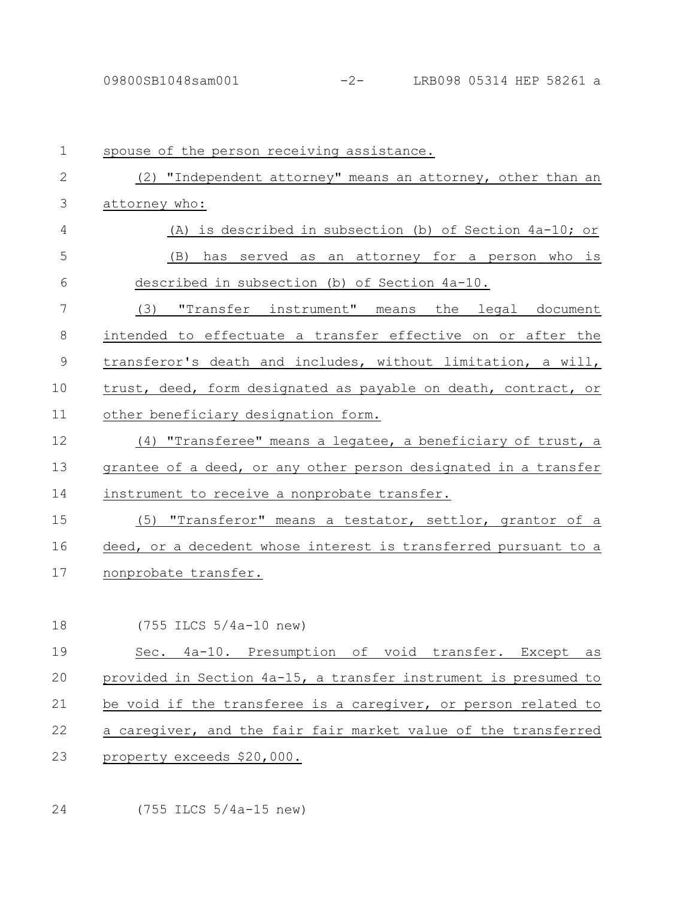spouse of the person receiving assistance.

(2) "Independent attorney" means an attorney, other than an attorney who:

(A) is described in subsection (b) of Section 4a-10; or

(B) has served as an attorney for a person who is described in subsection (b) of Section 4a-10.

(3) "Transfer instrument" means the legal document intended to effectuate a transfer effective on or after the transferor's death and includes, without limitation, a will, trust, deed, form designated as payable on death, contract, or other beneficiary designation form.

(4) "Transferee" means a legatee, a beneficiary of trust, a grantee of a deed, or any other person designated in a transfer instrument to receive a nonprobate transfer.

(5) "Transferor" means a testator, settlor, grantor of a deed, or a decedent whose interest is transferred pursuant to a nonprobate transfer.

(755 ILCS 5/4a-10 new)

Sec. 4a-10. Presumption of void transfer. Except as provided in Section 4a-15, a transfer instrument is presumed to be void if the transferee is a caregiver, or person related to a caregiver, and the fair fair market value of the transferred property exceeds $20,000.

(755 ILCS 5/4a-15 new)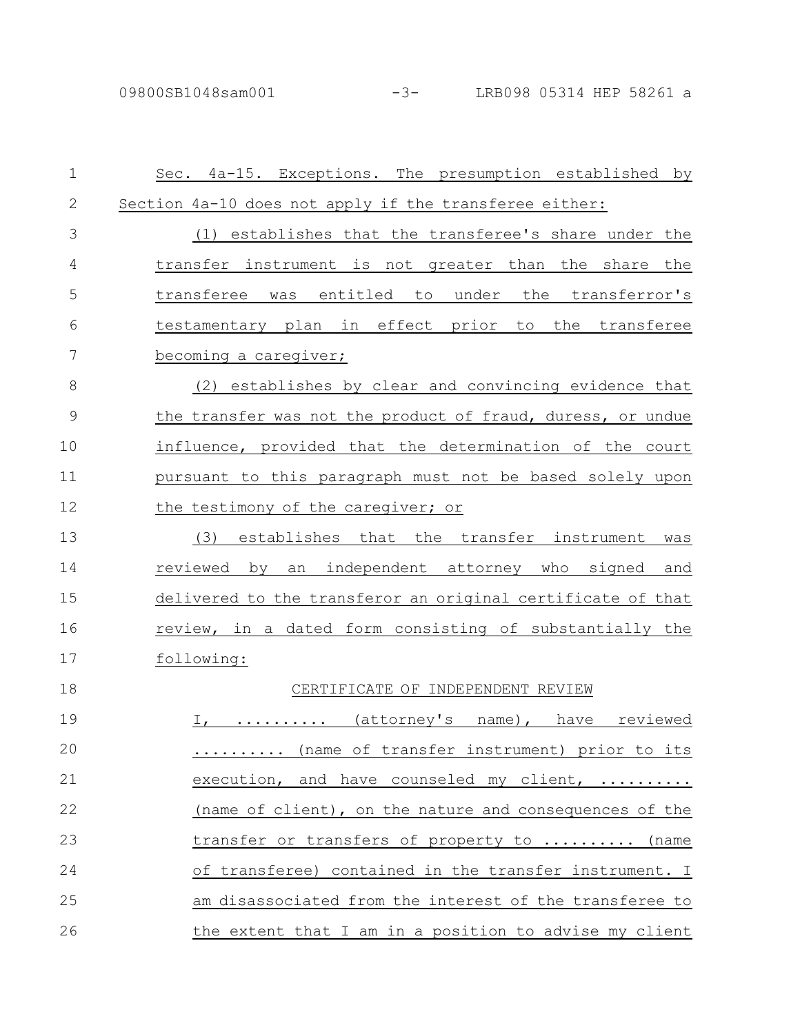Sec. 4a-15. Exceptions. The presumption established by Section 4a-10 does not apply if the transferee either:

(1) establishes that the transferee's share under the transfer instrument is not greater than the share the transferee was entitled to under the transferor's testamentary plan in effect prior to the transferee becoming a caregiver;

(2) establishes by clear and convincing evidence that the transfer was not the product of fraud, duress, or undue influence, provided that the determination of the court pursuant to this paragraph must not be based solely upon the testimony of the caregiver; or

(3) establishes that the transfer instrument was reviewed by an independent attorney who signed and delivered to the transferor an original certificate of that review, in a dated form consisting of substantially the following:

CERTIFICATE OF INDEPENDENT REVIEW

I, .......... (attorney's name), have reviewed .......... (name of transfer instrument) prior to its execution, and have counseled my client, .......... (name of client), on the nature and consequences of the transfer or transfers of property to .......... (name of transferee) contained in the transfer instrument. I am disassociated from the interest of the transferee to the extent that I am in a position to advise my client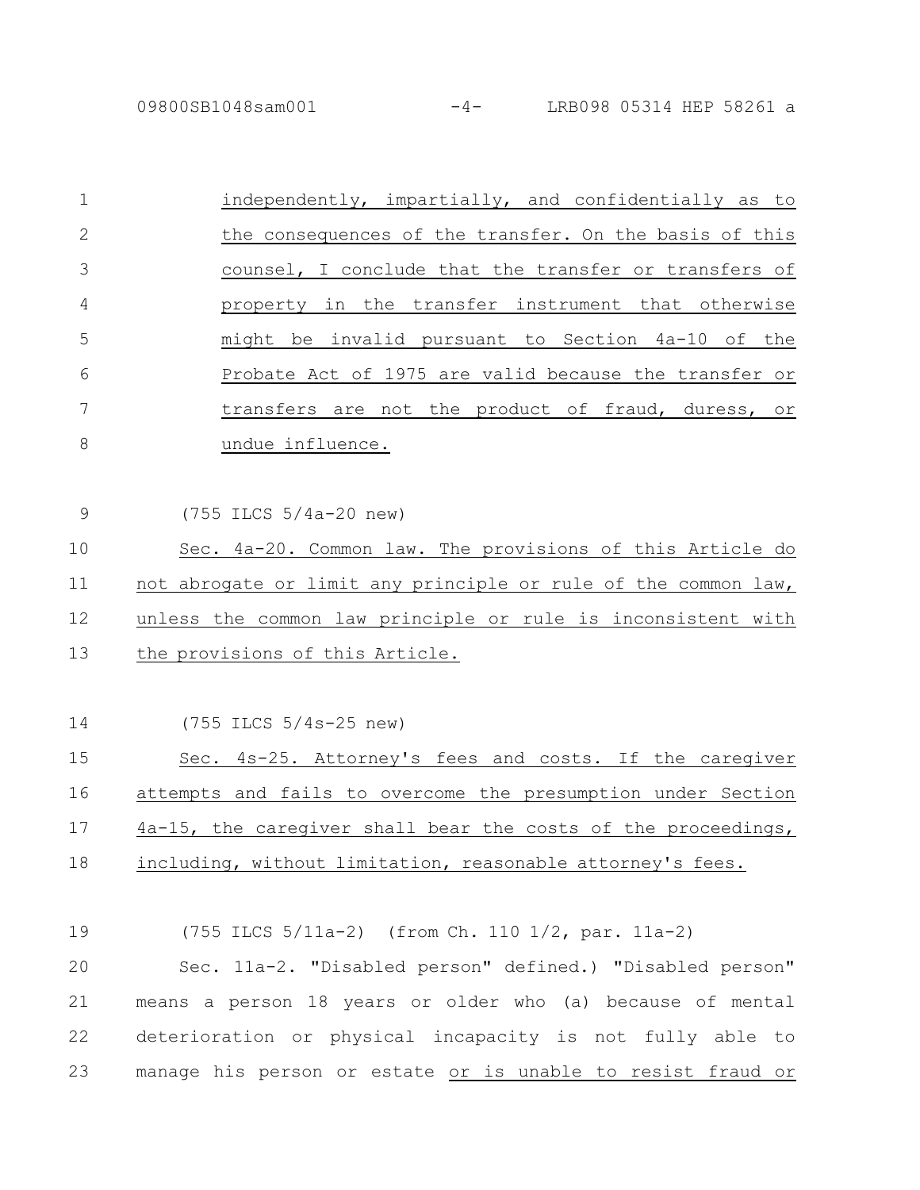independently, impartially, and confidentially as to the consequences of the transfer. On the basis of this counsel, I conclude that the transfer or transfers of property in the transfer instrument that otherwise might be invalid pursuant to Section 4a-10 of the Probate Act of 1975 are valid because the transfer or transfers are not the product of fraud, duress, or undue influence.

(755 ILCS 5/4a-20 new)

Sec. 4a-20. Common law. The provisions of this Article do not abrogate or limit any principle or rule of the common law, unless the common law principle or rule is inconsistent with the provisions of this Article.

(755 ILCS 5/4s-25 new)

Sec. 4s-25. Attorney's fees and costs. If the caregiver attempts and fails to overcome the presumption under Section 4a-15, the caregiver shall bear the costs of the proceedings, including, without limitation, reasonable attorney's fees.

(755 ILCS 5/11a-2) (from Ch. 110 1/2, par. 11a-2)

Sec. 11a-2. "Disabled person" defined.) "Disabled person" means a person 18 years or older who (a) because of mental deterioration or physical incapacity is not fully able to manage his person or estate or is unable to resist fraud or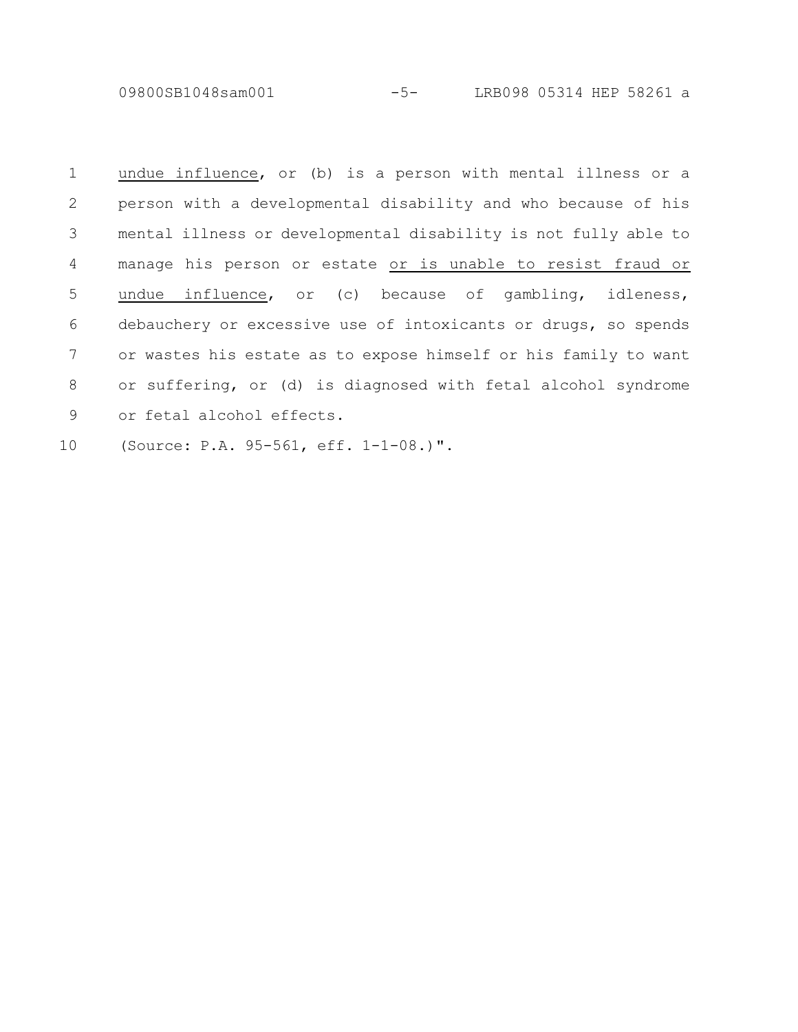undue influence, or (b) is a person with mental illness or a person with a developmental disability and who because of his mental illness or developmental disability is not fully able to manage his person or estate or is unable to resist fraud or undue influence, or (c) because of gambling, idleness, debauchery or excessive use of intoxicants or drugs, so spends or wastes his estate as to expose himself or his family to want or suffering, or (d) is diagnosed with fetal alcohol syndrome or fetal alcohol effects.

(Source: P.A. 95-561, eff. 1-1-08.)".